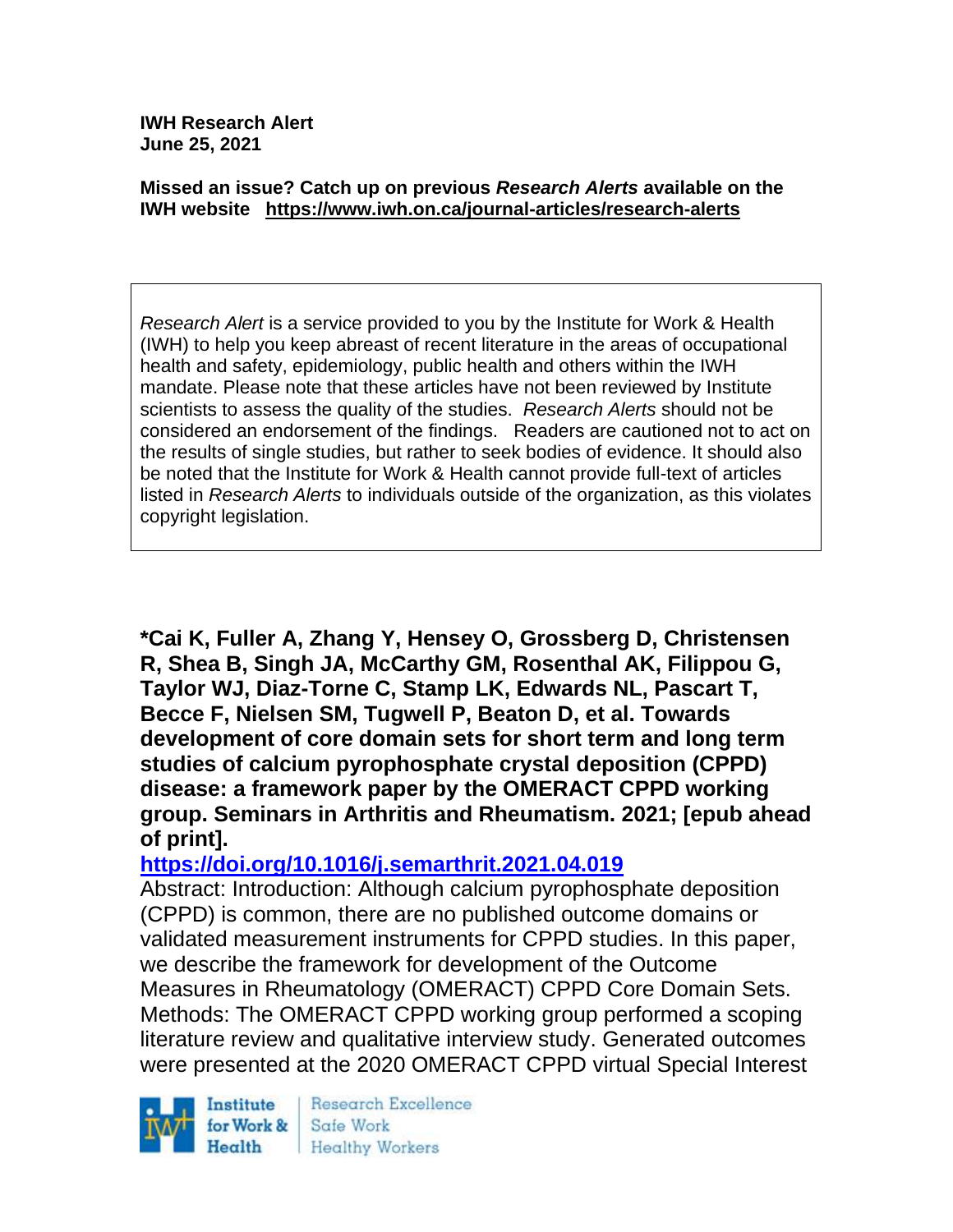**IWH Research Alert**
**June 25, 2021**

**Missed an issue? Catch up on previous *Research Alerts* available on the IWH website https://www.iwh.on.ca/journal-articles/research-alerts**

*Research Alert* is a service provided to you by the Institute for Work & Health (IWH) to help you keep abreast of recent literature in the areas of occupational health and safety, epidemiology, public health and others within the IWH mandate. Please note that these articles have not been reviewed by Institute scientists to assess the quality of the studies. *Research Alerts* should not be considered an endorsement of the findings. Readers are cautioned not to act on the results of single studies, but rather to seek bodies of evidence. It should also be noted that the Institute for Work & Health cannot provide full-text of articles listed in *Research Alerts* to individuals outside of the organization, as this violates copyright legislation.

**\*Cai K, Fuller A, Zhang Y, Hensey O, Grossberg D, Christensen R, Shea B, Singh JA, McCarthy GM, Rosenthal AK, Filippou G, Taylor WJ, Diaz-Torne C, Stamp LK, Edwards NL, Pascart T, Becce F, Nielsen SM, Tugwell P, Beaton D, et al. Towards development of core domain sets for short term and long term studies of calcium pyrophosphate crystal deposition (CPPD) disease: a framework paper by the OMERACT CPPD working group. Seminars in Arthritis and Rheumatism. 2021; [epub ahead of print].**

**https://doi.org/10.1016/j.semarthrit.2021.04.019**

Abstract: Introduction: Although calcium pyrophosphate deposition (CPPD) is common, there are no published outcome domains or validated measurement instruments for CPPD studies. In this paper, we describe the framework for development of the Outcome Measures in Rheumatology (OMERACT) CPPD Core Domain Sets. Methods: The OMERACT CPPD working group performed a scoping literature review and qualitative interview study. Generated outcomes were presented at the 2020 OMERACT CPPD virtual Special Interest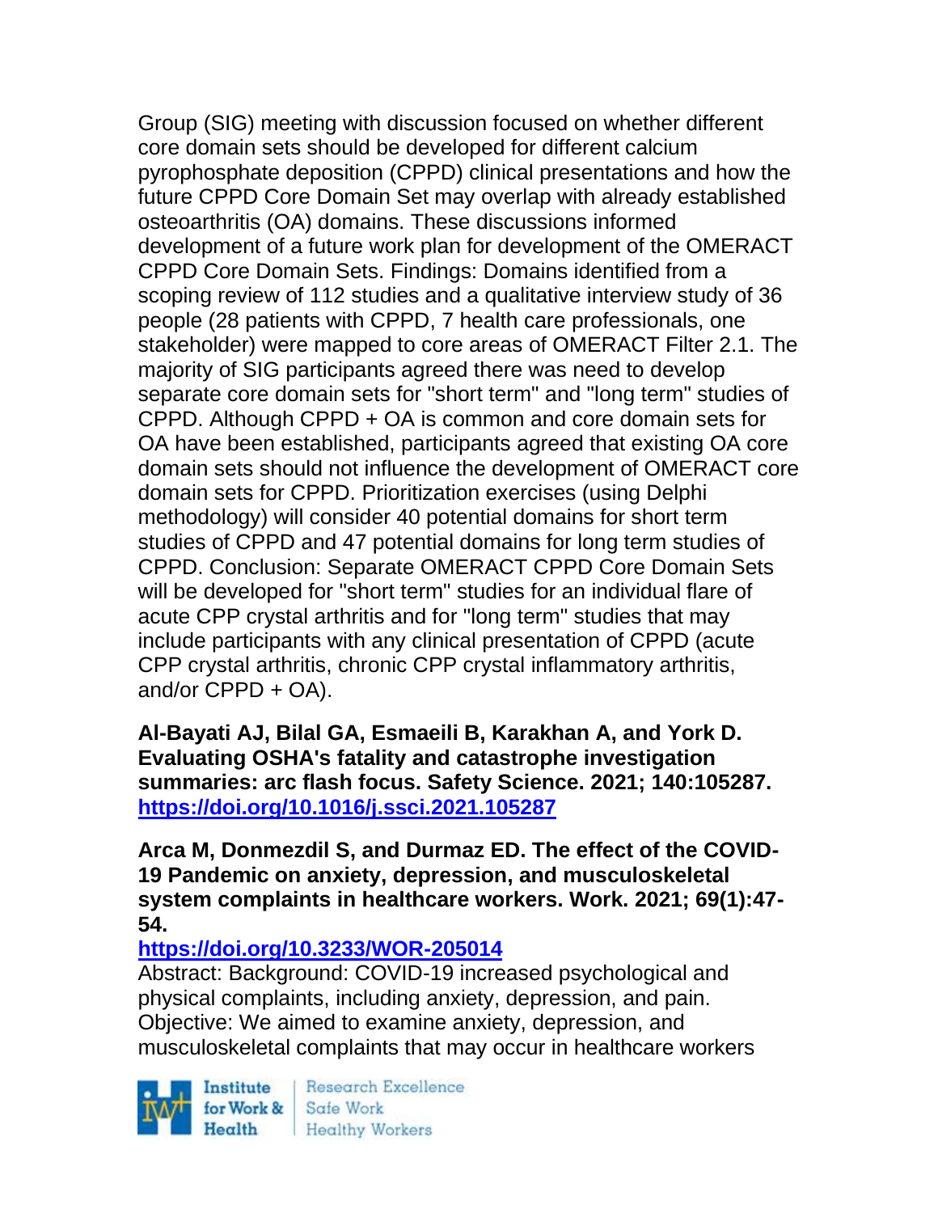Group (SIG) meeting with discussion focused on whether different core domain sets should be developed for different calcium pyrophosphate deposition (CPPD) clinical presentations and how the future CPPD Core Domain Set may overlap with already established osteoarthritis (OA) domains. These discussions informed development of a future work plan for development of the OMERACT CPPD Core Domain Sets. Findings: Domains identified from a scoping review of 112 studies and a qualitative interview study of 36 people (28 patients with CPPD, 7 health care professionals, one stakeholder) were mapped to core areas of OMERACT Filter 2.1. The majority of SIG participants agreed there was need to develop separate core domain sets for "short term" and "long term" studies of CPPD. Although CPPD + OA is common and core domain sets for OA have been established, participants agreed that existing OA core domain sets should not influence the development of OMERACT core domain sets for CPPD. Prioritization exercises (using Delphi methodology) will consider 40 potential domains for short term studies of CPPD and 47 potential domains for long term studies of CPPD. Conclusion: Separate OMERACT CPPD Core Domain Sets will be developed for "short term" studies for an individual flare of acute CPP crystal arthritis and for "long term" studies that may include participants with any clinical presentation of CPPD (acute CPP crystal arthritis, chronic CPP crystal inflammatory arthritis, and/or CPPD + OA).

**Al-Bayati AJ, Bilal GA, Esmaeili B, Karakhan A, and York D. Evaluating OSHA's fatality and catastrophe investigation summaries: arc flash focus. Safety Science. 2021; 140:105287. https://doi.org/10.1016/j.ssci.2021.105287**

**Arca M, Donmezdil S, and Durmaz ED. The effect of the COVID-19 Pandemic on anxiety, depression, and musculoskeletal system complaints in healthcare workers. Work. 2021; 69(1):47-54.**
**https://doi.org/10.3233/WOR-205014**
Abstract: Background: COVID-19 increased psychological and physical complaints, including anxiety, depression, and pain. Objective: We aimed to examine anxiety, depression, and musculoskeletal complaints that may occur in healthcare workers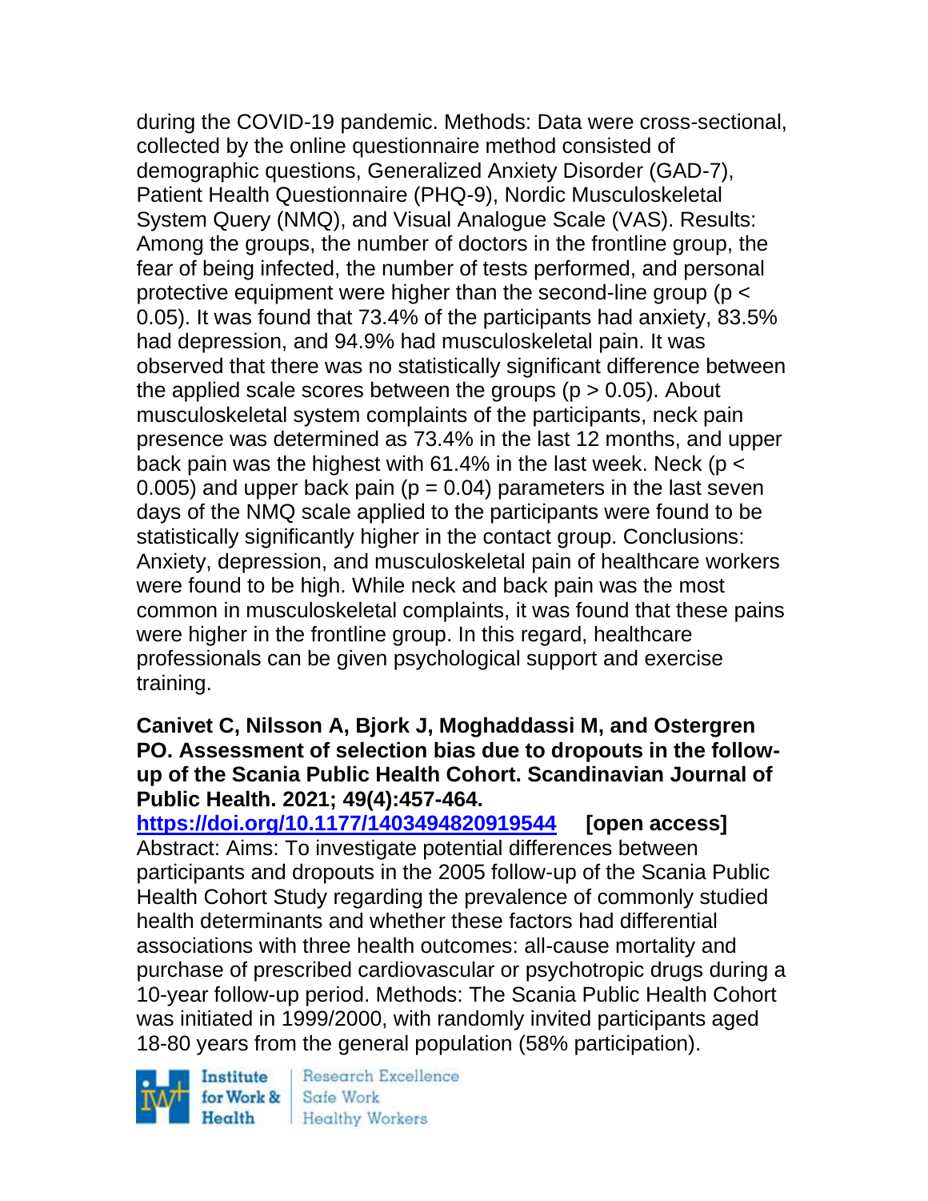during the COVID-19 pandemic. Methods: Data were cross-sectional, collected by the online questionnaire method consisted of demographic questions, Generalized Anxiety Disorder (GAD-7), Patient Health Questionnaire (PHQ-9), Nordic Musculoskeletal System Query (NMQ), and Visual Analogue Scale (VAS). Results: Among the groups, the number of doctors in the frontline group, the fear of being infected, the number of tests performed, and personal protective equipment were higher than the second-line group ($p < 0.05$). It was found that 73.4% of the participants had anxiety, 83.5% had depression, and 94.9% had musculoskeletal pain. It was observed that there was no statistically significant difference between the applied scale scores between the groups ($p > 0.05$). About musculoskeletal system complaints of the participants, neck pain presence was determined as 73.4% in the last 12 months, and upper back pain was the highest with 61.4% in the last week. Neck ($p < 0.005$) and upper back pain ($p = 0.04$) parameters in the last seven days of the NMQ scale applied to the participants were found to be statistically significantly higher in the contact group. Conclusions: Anxiety, depression, and musculoskeletal pain of healthcare workers were found to be high. While neck and back pain was the most common in musculoskeletal complaints, it was found that these pains were higher in the frontline group. In this regard, healthcare professionals can be given psychological support and exercise training.

**Canivet C, Nilsson A, Bjork J, Moghaddassi M, and Ostergren PO. Assessment of selection bias due to dropouts in the follow-up of the Scania Public Health Cohort. Scandinavian Journal of Public Health. 2021; 49(4):457-464.**

**https://doi.org/10.1177/1403494820919544 [open access]**

Abstract: Aims: To investigate potential differences between participants and dropouts in the 2005 follow-up of the Scania Public Health Cohort Study regarding the prevalence of commonly studied health determinants and whether these factors had differential associations with three health outcomes: all-cause mortality and purchase of prescribed cardiovascular or psychotropic drugs during a 10-year follow-up period. Methods: The Scania Public Health Cohort was initiated in 1999/2000, with randomly invited participants aged 18-80 years from the general population (58% participation).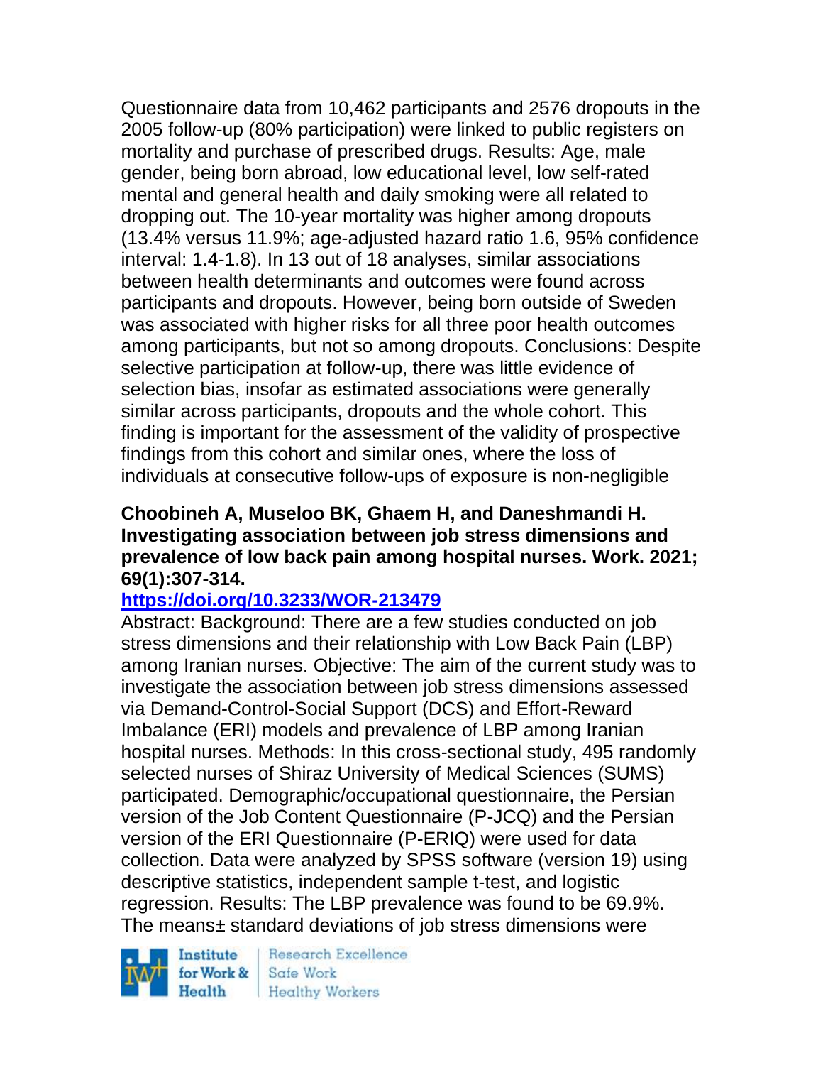Questionnaire data from 10,462 participants and 2576 dropouts in the 2005 follow-up (80% participation) were linked to public registers on mortality and purchase of prescribed drugs. Results: Age, male gender, being born abroad, low educational level, low self-rated mental and general health and daily smoking were all related to dropping out. The 10-year mortality was higher among dropouts (13.4% versus 11.9%; age-adjusted hazard ratio 1.6, 95% confidence interval: 1.4-1.8). In 13 out of 18 analyses, similar associations between health determinants and outcomes were found across participants and dropouts. However, being born outside of Sweden was associated with higher risks for all three poor health outcomes among participants, but not so among dropouts. Conclusions: Despite selective participation at follow-up, there was little evidence of selection bias, insofar as estimated associations were generally similar across participants, dropouts and the whole cohort. This finding is important for the assessment of the validity of prospective findings from this cohort and similar ones, where the loss of individuals at consecutive follow-ups of exposure is non-negligible

**Choobineh A, Museloo BK, Ghaem H, and Daneshmandi H. Investigating association between job stress dimensions and prevalence of low back pain among hospital nurses. Work. 2021; 69(1):307-314.**

**https://doi.org/10.3233/WOR-213479**

Abstract: Background: There are a few studies conducted on job stress dimensions and their relationship with Low Back Pain (LBP) among Iranian nurses. Objective: The aim of the current study was to investigate the association between job stress dimensions assessed via Demand-Control-Social Support (DCS) and Effort-Reward Imbalance (ERI) models and prevalence of LBP among Iranian hospital nurses. Methods: In this cross-sectional study, 495 randomly selected nurses of Shiraz University of Medical Sciences (SUMS) participated. Demographic/occupational questionnaire, the Persian version of the Job Content Questionnaire (P-JCQ) and the Persian version of the ERI Questionnaire (P-ERIQ) were used for data collection. Data were analyzed by SPSS software (version 19) using descriptive statistics, independent sample t-test, and logistic regression. Results: The LBP prevalence was found to be 69.9%. The means± standard deviations of job stress dimensions were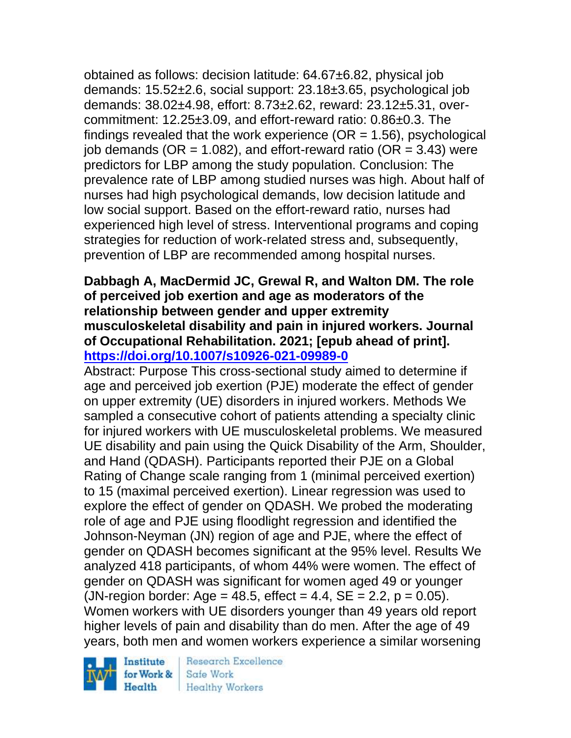obtained as follows: decision latitude: 64.67±6.82, physical job demands: 15.52±2.6, social support: 23.18±3.65, psychological job demands: 38.02±4.98, effort: 8.73±2.62, reward: 23.12±5.31, over-commitment: 12.25±3.09, and effort-reward ratio: 0.86±0.3. The findings revealed that the work experience (OR = 1.56), psychological job demands (OR = 1.082), and effort-reward ratio (OR = 3.43) were predictors for LBP among the study population. Conclusion: The prevalence rate of LBP among studied nurses was high. About half of nurses had high psychological demands, low decision latitude and low social support. Based on the effort-reward ratio, nurses had experienced high level of stress. Interventional programs and coping strategies for reduction of work-related stress and, subsequently, prevention of LBP are recommended among hospital nurses.

**Dabbagh A, MacDermid JC, Grewal R, and Walton DM. The role of perceived job exertion and age as moderators of the relationship between gender and upper extremity musculoskeletal disability and pain in injured workers. Journal of Occupational Rehabilitation. 2021; [epub ahead of print]. https://doi.org/10.1007/s10926-021-09989-0**

Abstract: Purpose This cross-sectional study aimed to determine if age and perceived job exertion (PJE) moderate the effect of gender on upper extremity (UE) disorders in injured workers. Methods We sampled a consecutive cohort of patients attending a specialty clinic for injured workers with UE musculoskeletal problems. We measured UE disability and pain using the Quick Disability of the Arm, Shoulder, and Hand (QDASH). Participants reported their PJE on a Global Rating of Change scale ranging from 1 (minimal perceived exertion) to 15 (maximal perceived exertion). Linear regression was used to explore the effect of gender on QDASH. We probed the moderating role of age and PJE using floodlight regression and identified the Johnson-Neyman (JN) region of age and PJE, where the effect of gender on QDASH becomes significant at the 95% level. Results We analyzed 418 participants, of whom 44% were women. The effect of gender on QDASH was significant for women aged 49 or younger (JN-region border: Age = 48.5, effect = 4.4, SE = 2.2, p = 0.05). Women workers with UE disorders younger than 49 years old report higher levels of pain and disability than do men. After the age of 49 years, both men and women workers experience a similar worsening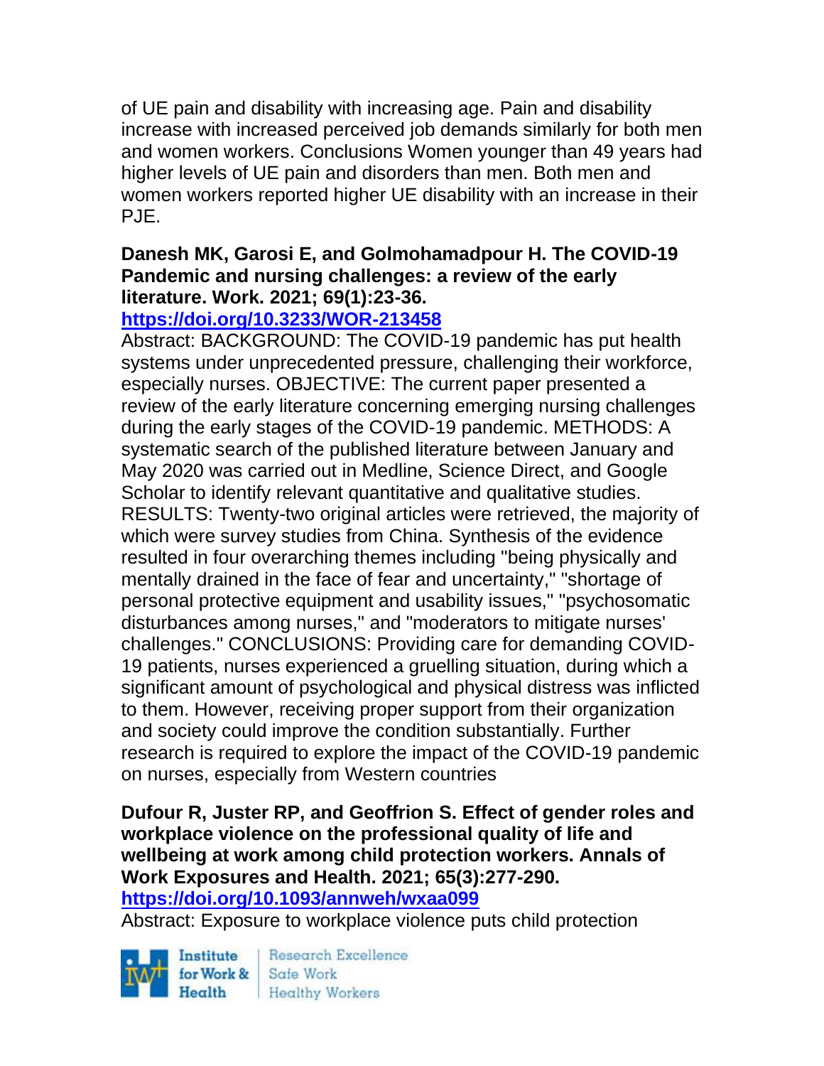of UE pain and disability with increasing age. Pain and disability increase with increased perceived job demands similarly for both men and women workers. Conclusions Women younger than 49 years had higher levels of UE pain and disorders than men. Both men and women workers reported higher UE disability with an increase in their PJE.

**Danesh MK, Garosi E, and Golmohamadpour H. The COVID-19 Pandemic and nursing challenges: a review of the early literature. Work. 2021; 69(1):23-36.**
**https://doi.org/10.3233/WOR-213458**
Abstract: BACKGROUND: The COVID-19 pandemic has put health systems under unprecedented pressure, challenging their workforce, especially nurses. OBJECTIVE: The current paper presented a review of the early literature concerning emerging nursing challenges during the early stages of the COVID-19 pandemic. METHODS: A systematic search of the published literature between January and May 2020 was carried out in Medline, Science Direct, and Google Scholar to identify relevant quantitative and qualitative studies. RESULTS: Twenty-two original articles were retrieved, the majority of which were survey studies from China. Synthesis of the evidence resulted in four overarching themes including "being physically and mentally drained in the face of fear and uncertainty," "shortage of personal protective equipment and usability issues," "psychosomatic disturbances among nurses," and "moderators to mitigate nurses' challenges." CONCLUSIONS: Providing care for demanding COVID-19 patients, nurses experienced a gruelling situation, during which a significant amount of psychological and physical distress was inflicted to them. However, receiving proper support from their organization and society could improve the condition substantially. Further research is required to explore the impact of the COVID-19 pandemic on nurses, especially from Western countries

**Dufour R, Juster RP, and Geoffrion S. Effect of gender roles and workplace violence on the professional quality of life and wellbeing at work among child protection workers. Annals of Work Exposures and Health. 2021; 65(3):277-290.**
**https://doi.org/10.1093/annweh/wxaa099**
Abstract: Exposure to workplace violence puts child protection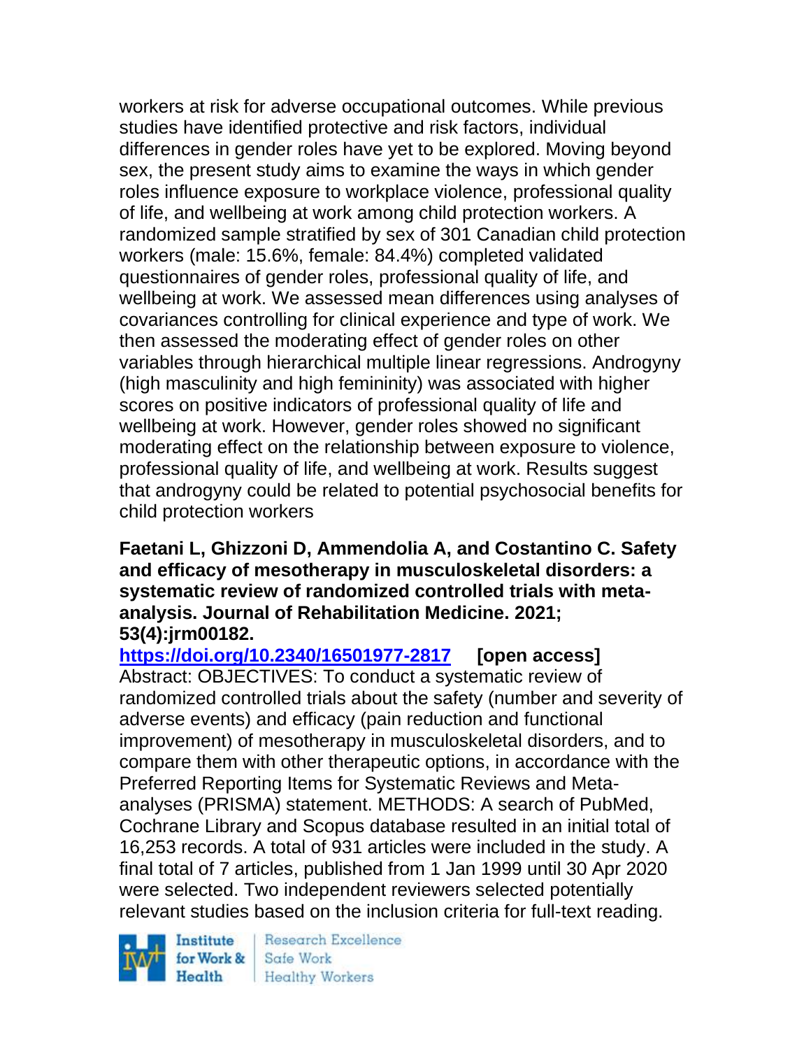workers at risk for adverse occupational outcomes. While previous studies have identified protective and risk factors, individual differences in gender roles have yet to be explored. Moving beyond sex, the present study aims to examine the ways in which gender roles influence exposure to workplace violence, professional quality of life, and wellbeing at work among child protection workers. A randomized sample stratified by sex of 301 Canadian child protection workers (male: 15.6%, female: 84.4%) completed validated questionnaires of gender roles, professional quality of life, and wellbeing at work. We assessed mean differences using analyses of covariances controlling for clinical experience and type of work. We then assessed the moderating effect of gender roles on other variables through hierarchical multiple linear regressions. Androgyny (high masculinity and high femininity) was associated with higher scores on positive indicators of professional quality of life and wellbeing at work. However, gender roles showed no significant moderating effect on the relationship between exposure to violence, professional quality of life, and wellbeing at work. Results suggest that androgyny could be related to potential psychosocial benefits for child protection workers

**Faetani L, Ghizzoni D, Ammendolia A, and Costantino C. Safety and efficacy of mesotherapy in musculoskeletal disorders: a systematic review of randomized controlled trials with meta-analysis. Journal of Rehabilitation Medicine. 2021; 53(4):jrm00182.**

**https://doi.org/10.2340/16501977-2817** **[open access]**

Abstract: OBJECTIVES: To conduct a systematic review of randomized controlled trials about the safety (number and severity of adverse events) and efficacy (pain reduction and functional improvement) of mesotherapy in musculoskeletal disorders, and to compare them with other therapeutic options, in accordance with the Preferred Reporting Items for Systematic Reviews and Meta-analyses (PRISMA) statement. METHODS: A search of PubMed, Cochrane Library and Scopus database resulted in an initial total of 16,253 records. A total of 931 articles were included in the study. A final total of 7 articles, published from 1 Jan 1999 until 30 Apr 2020 were selected. Two independent reviewers selected potentially relevant studies based on the inclusion criteria for full-text reading.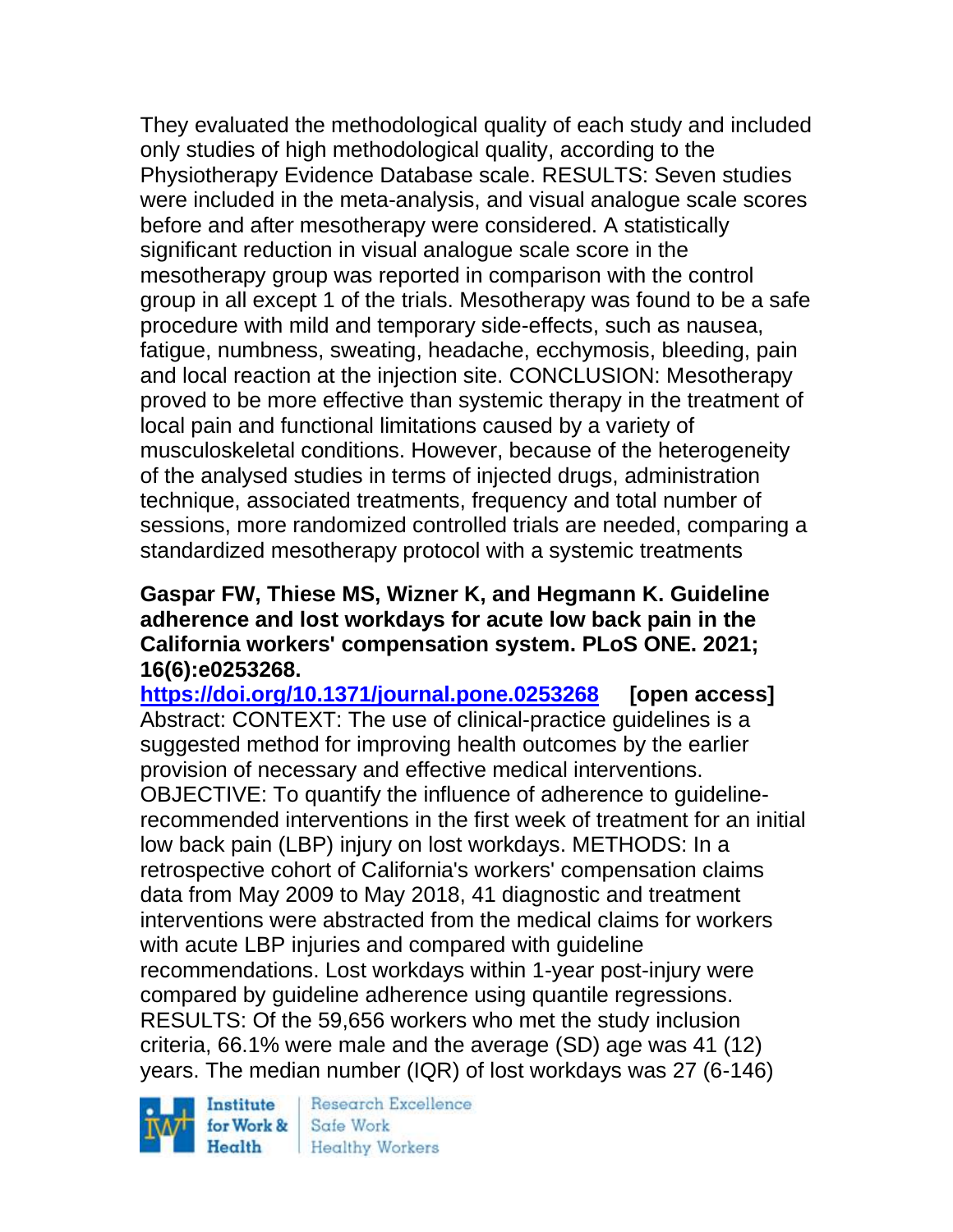They evaluated the methodological quality of each study and included only studies of high methodological quality, according to the Physiotherapy Evidence Database scale. RESULTS: Seven studies were included in the meta-analysis, and visual analogue scale scores before and after mesotherapy were considered. A statistically significant reduction in visual analogue scale score in the mesotherapy group was reported in comparison with the control group in all except 1 of the trials. Mesotherapy was found to be a safe procedure with mild and temporary side-effects, such as nausea, fatigue, numbness, sweating, headache, ecchymosis, bleeding, pain and local reaction at the injection site. CONCLUSION: Mesotherapy proved to be more effective than systemic therapy in the treatment of local pain and functional limitations caused by a variety of musculoskeletal conditions. However, because of the heterogeneity of the analysed studies in terms of injected drugs, administration technique, associated treatments, frequency and total number of sessions, more randomized controlled trials are needed, comparing a standardized mesotherapy protocol with a systemic treatments

**Gaspar FW, Thiese MS, Wizner K, and Hegmann K. Guideline adherence and lost workdays for acute low back pain in the California workers' compensation system. PLoS ONE. 2021; 16(6):e0253268.**

**https://doi.org/10.1371/journal.pone.0253268** **[open access]**

Abstract: CONTEXT: The use of clinical-practice guidelines is a suggested method for improving health outcomes by the earlier provision of necessary and effective medical interventions. OBJECTIVE: To quantify the influence of adherence to guideline-recommended interventions in the first week of treatment for an initial low back pain (LBP) injury on lost workdays. METHODS: In a retrospective cohort of California's workers' compensation claims data from May 2009 to May 2018, 41 diagnostic and treatment interventions were abstracted from the medical claims for workers with acute LBP injuries and compared with guideline recommendations. Lost workdays within 1-year post-injury were compared by guideline adherence using quantile regressions. RESULTS: Of the 59,656 workers who met the study inclusion criteria, 66.1% were male and the average (SD) age was 41 (12) years. The median number (IQR) of lost workdays was 27 (6-146)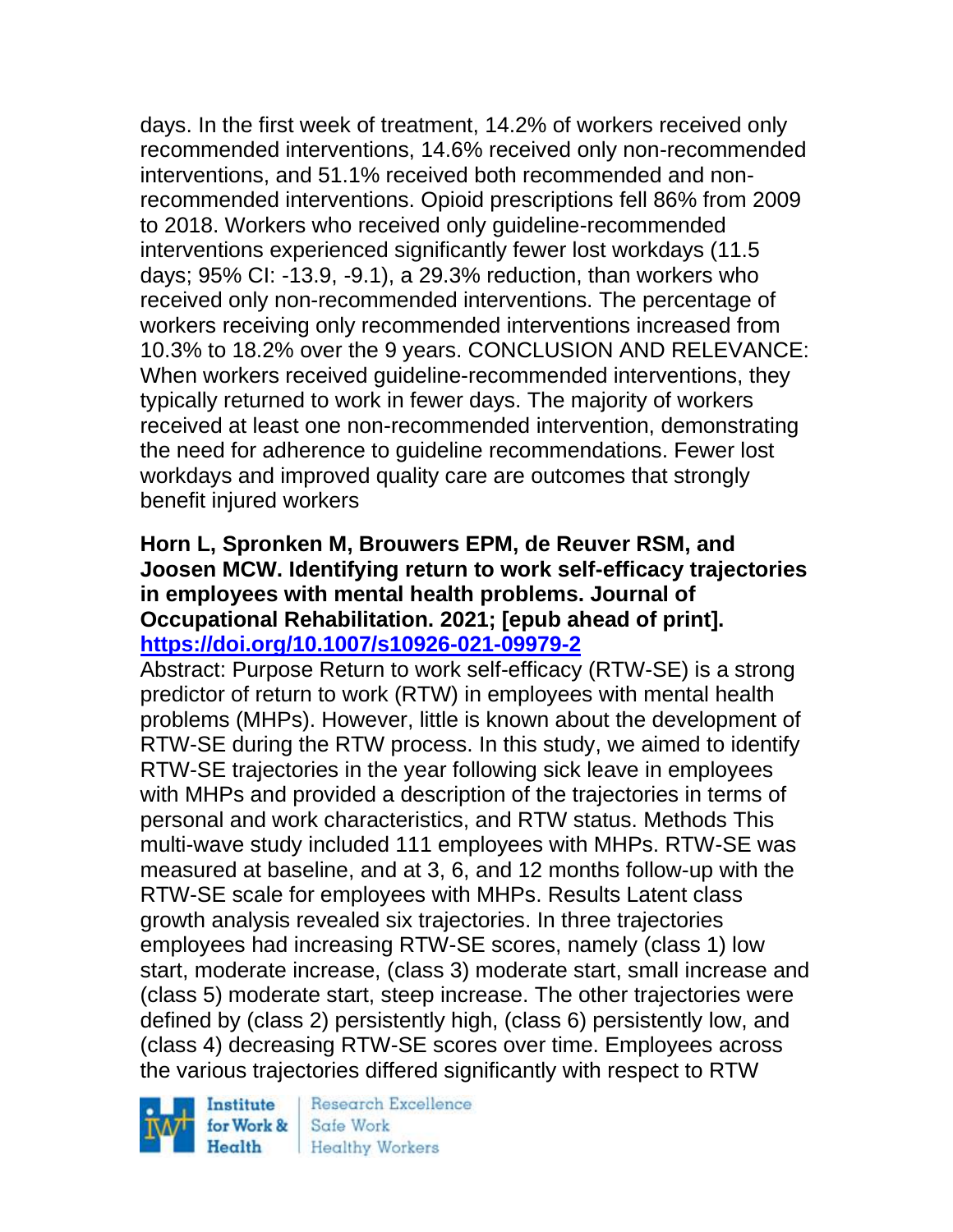days. In the first week of treatment, 14.2% of workers received only recommended interventions, 14.6% received only non-recommended interventions, and 51.1% received both recommended and non-recommended interventions. Opioid prescriptions fell 86% from 2009 to 2018. Workers who received only guideline-recommended interventions experienced significantly fewer lost workdays (11.5 days; 95% CI: -13.9, -9.1), a 29.3% reduction, than workers who received only non-recommended interventions. The percentage of workers receiving only recommended interventions increased from 10.3% to 18.2% over the 9 years. CONCLUSION AND RELEVANCE: When workers received guideline-recommended interventions, they typically returned to work in fewer days. The majority of workers received at least one non-recommended intervention, demonstrating the need for adherence to guideline recommendations. Fewer lost workdays and improved quality care are outcomes that strongly benefit injured workers

**Horn L, Spronken M, Brouwers EPM, de Reuver RSM, and Joosen MCW. Identifying return to work self-efficacy trajectories in employees with mental health problems. Journal of Occupational Rehabilitation. 2021; [epub ahead of print]. https://doi.org/10.1007/s10926-021-09979-2**

Abstract: Purpose Return to work self-efficacy (RTW-SE) is a strong predictor of return to work (RTW) in employees with mental health problems (MHPs). However, little is known about the development of RTW-SE during the RTW process. In this study, we aimed to identify RTW-SE trajectories in the year following sick leave in employees with MHPs and provided a description of the trajectories in terms of personal and work characteristics, and RTW status. Methods This multi-wave study included 111 employees with MHPs. RTW-SE was measured at baseline, and at 3, 6, and 12 months follow-up with the RTW-SE scale for employees with MHPs. Results Latent class growth analysis revealed six trajectories. In three trajectories employees had increasing RTW-SE scores, namely (class 1) low start, moderate increase, (class 3) moderate start, small increase and (class 5) moderate start, steep increase. The other trajectories were defined by (class 2) persistently high, (class 6) persistently low, and (class 4) decreasing RTW-SE scores over time. Employees across the various trajectories differed significantly with respect to RTW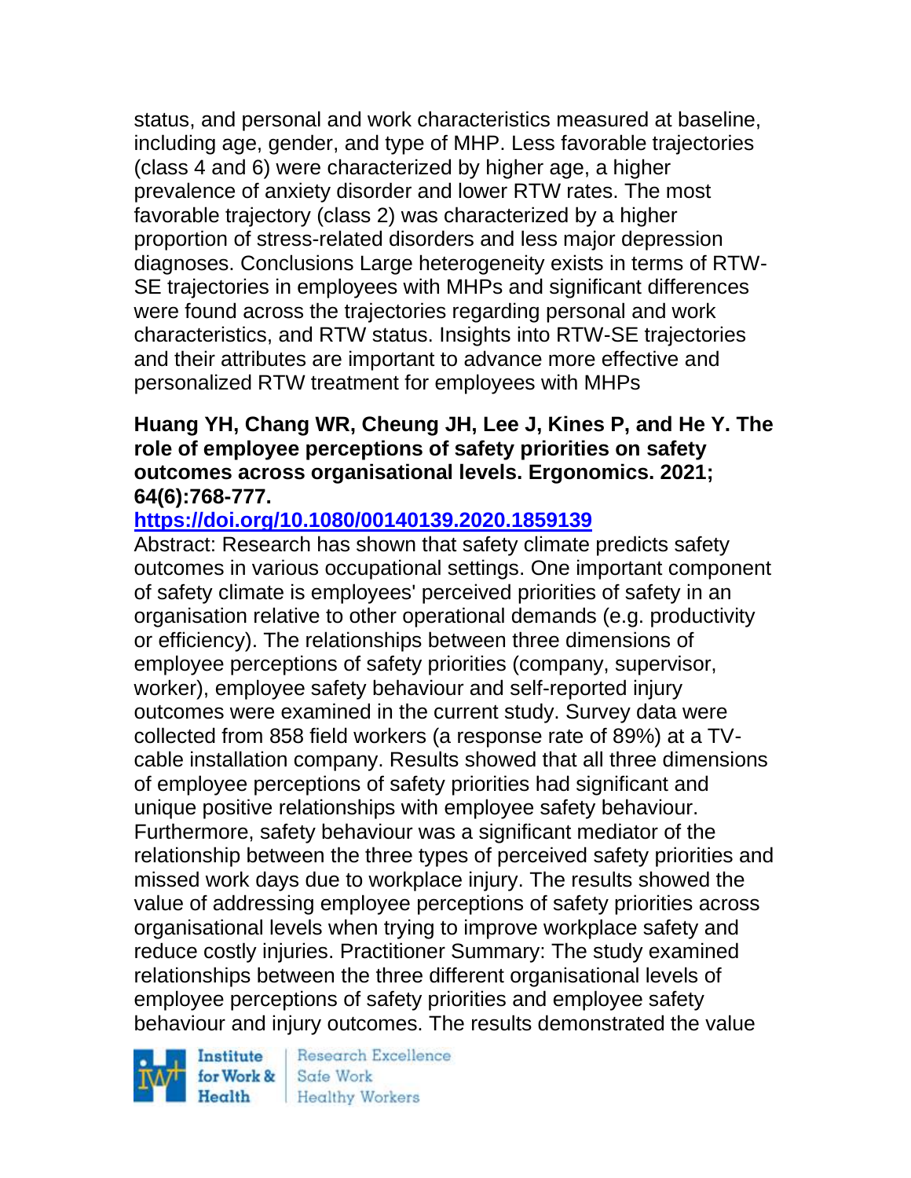status, and personal and work characteristics measured at baseline, including age, gender, and type of MHP. Less favorable trajectories (class 4 and 6) were characterized by higher age, a higher prevalence of anxiety disorder and lower RTW rates. The most favorable trajectory (class 2) was characterized by a higher proportion of stress-related disorders and less major depression diagnoses. Conclusions Large heterogeneity exists in terms of RTW-SE trajectories in employees with MHPs and significant differences were found across the trajectories regarding personal and work characteristics, and RTW status. Insights into RTW-SE trajectories and their attributes are important to advance more effective and personalized RTW treatment for employees with MHPs

**Huang YH, Chang WR, Cheung JH, Lee J, Kines P, and He Y. The role of employee perceptions of safety priorities on safety outcomes across organisational levels. Ergonomics. 2021; 64(6):768-777.**

**https://doi.org/10.1080/00140139.2020.1859139**

Abstract: Research has shown that safety climate predicts safety outcomes in various occupational settings. One important component of safety climate is employees' perceived priorities of safety in an organisation relative to other operational demands (e.g. productivity or efficiency). The relationships between three dimensions of employee perceptions of safety priorities (company, supervisor, worker), employee safety behaviour and self-reported injury outcomes were examined in the current study. Survey data were collected from 858 field workers (a response rate of 89%) at a TV-cable installation company. Results showed that all three dimensions of employee perceptions of safety priorities had significant and unique positive relationships with employee safety behaviour. Furthermore, safety behaviour was a significant mediator of the relationship between the three types of perceived safety priorities and missed work days due to workplace injury. The results showed the value of addressing employee perceptions of safety priorities across organisational levels when trying to improve workplace safety and reduce costly injuries. Practitioner Summary: The study examined relationships between the three different organisational levels of employee perceptions of safety priorities and employee safety behaviour and injury outcomes. The results demonstrated the value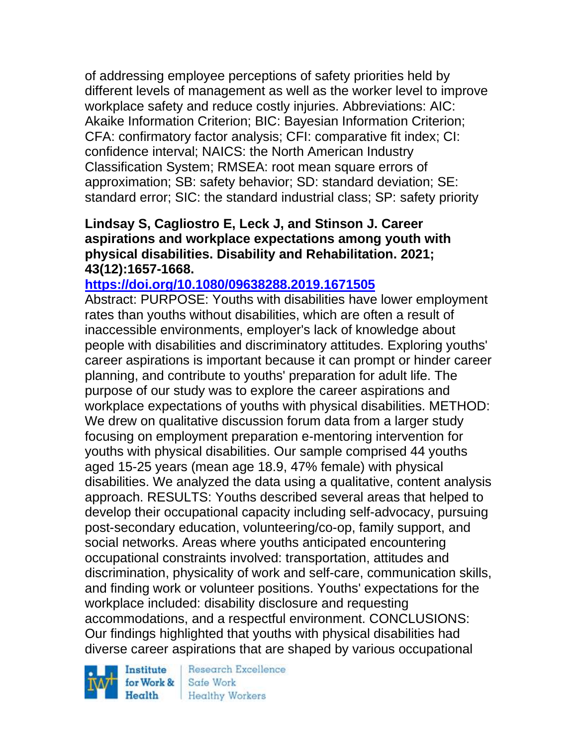of addressing employee perceptions of safety priorities held by different levels of management as well as the worker level to improve workplace safety and reduce costly injuries. Abbreviations: AIC: Akaike Information Criterion; BIC: Bayesian Information Criterion; CFA: confirmatory factor analysis; CFI: comparative fit index; CI: confidence interval; NAICS: the North American Industry Classification System; RMSEA: root mean square errors of approximation; SB: safety behavior; SD: standard deviation; SE: standard error; SIC: the standard industrial class; SP: safety priority

**Lindsay S, Cagliostro E, Leck J, and Stinson J. Career aspirations and workplace expectations among youth with physical disabilities. Disability and Rehabilitation. 2021; 43(12):1657-1668.**

**https://doi.org/10.1080/09638288.2019.1671505**

Abstract: PURPOSE: Youths with disabilities have lower employment rates than youths without disabilities, which are often a result of inaccessible environments, employer's lack of knowledge about people with disabilities and discriminatory attitudes. Exploring youths' career aspirations is important because it can prompt or hinder career planning, and contribute to youths' preparation for adult life. The purpose of our study was to explore the career aspirations and workplace expectations of youths with physical disabilities. METHOD: We drew on qualitative discussion forum data from a larger study focusing on employment preparation e-mentoring intervention for youths with physical disabilities. Our sample comprised 44 youths aged 15-25 years (mean age 18.9, 47% female) with physical disabilities. We analyzed the data using a qualitative, content analysis approach. RESULTS: Youths described several areas that helped to develop their occupational capacity including self-advocacy, pursuing post-secondary education, volunteering/co-op, family support, and social networks. Areas where youths anticipated encountering occupational constraints involved: transportation, attitudes and discrimination, physicality of work and self-care, communication skills, and finding work or volunteer positions. Youths' expectations for the workplace included: disability disclosure and requesting accommodations, and a respectful environment. CONCLUSIONS: Our findings highlighted that youths with physical disabilities had diverse career aspirations that are shaped by various occupational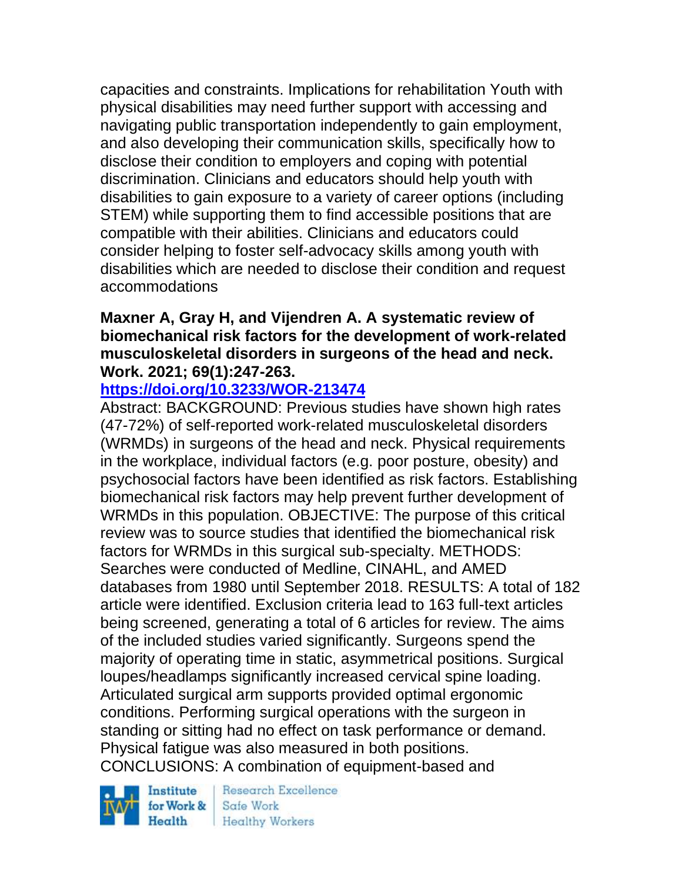capacities and constraints. Implications for rehabilitation Youth with physical disabilities may need further support with accessing and navigating public transportation independently to gain employment, and also developing their communication skills, specifically how to disclose their condition to employers and coping with potential discrimination. Clinicians and educators should help youth with disabilities to gain exposure to a variety of career options (including STEM) while supporting them to find accessible positions that are compatible with their abilities. Clinicians and educators could consider helping to foster self-advocacy skills among youth with disabilities which are needed to disclose their condition and request accommodations

**Maxner A, Gray H, and Vijendren A. A systematic review of biomechanical risk factors for the development of work-related musculoskeletal disorders in surgeons of the head and neck. Work. 2021; 69(1):247-263.**

**https://doi.org/10.3233/WOR-213474**

Abstract: BACKGROUND: Previous studies have shown high rates (47-72%) of self-reported work-related musculoskeletal disorders (WRMDs) in surgeons of the head and neck. Physical requirements in the workplace, individual factors (e.g. poor posture, obesity) and psychosocial factors have been identified as risk factors. Establishing biomechanical risk factors may help prevent further development of WRMDs in this population. OBJECTIVE: The purpose of this critical review was to source studies that identified the biomechanical risk factors for WRMDs in this surgical sub-specialty. METHODS: Searches were conducted of Medline, CINAHL, and AMED databases from 1980 until September 2018. RESULTS: A total of 182 article were identified. Exclusion criteria lead to 163 full-text articles being screened, generating a total of 6 articles for review. The aims of the included studies varied significantly. Surgeons spend the majority of operating time in static, asymmetrical positions. Surgical loupes/headlamps significantly increased cervical spine loading. Articulated surgical arm supports provided optimal ergonomic conditions. Performing surgical operations with the surgeon in standing or sitting had no effect on task performance or demand. Physical fatigue was also measured in both positions. CONCLUSIONS: A combination of equipment-based and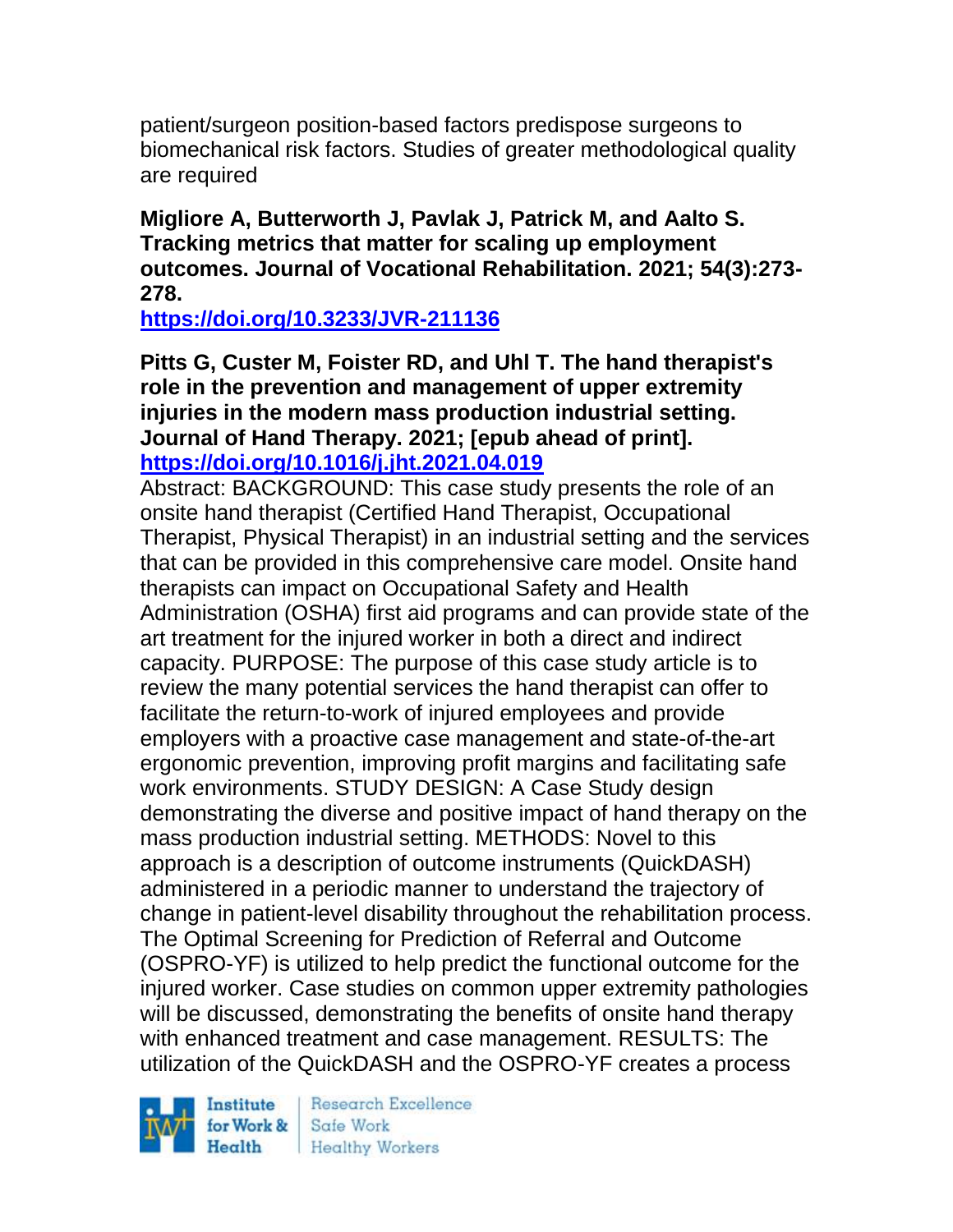patient/surgeon position-based factors predispose surgeons to biomechanical risk factors. Studies of greater methodological quality are required

**Migliore A, Butterworth J, Pavlak J, Patrick M, and Aalto S. Tracking metrics that matter for scaling up employment outcomes. Journal of Vocational Rehabilitation. 2021; 54(3):273-278.**
**https://doi.org/10.3233/JVR-211136**

**Pitts G, Custer M, Foister RD, and Uhl T. The hand therapist's role in the prevention and management of upper extremity injuries in the modern mass production industrial setting. Journal of Hand Therapy. 2021; [epub ahead of print].**
**https://doi.org/10.1016/j.jht.2021.04.019**

Abstract: BACKGROUND: This case study presents the role of an onsite hand therapist (Certified Hand Therapist, Occupational Therapist, Physical Therapist) in an industrial setting and the services that can be provided in this comprehensive care model. Onsite hand therapists can impact on Occupational Safety and Health Administration (OSHA) first aid programs and can provide state of the art treatment for the injured worker in both a direct and indirect capacity. PURPOSE: The purpose of this case study article is to review the many potential services the hand therapist can offer to facilitate the return-to-work of injured employees and provide employers with a proactive case management and state-of-the-art ergonomic prevention, improving profit margins and facilitating safe work environments. STUDY DESIGN: A Case Study design demonstrating the diverse and positive impact of hand therapy on the mass production industrial setting. METHODS: Novel to this approach is a description of outcome instruments (QuickDASH) administered in a periodic manner to understand the trajectory of change in patient-level disability throughout the rehabilitation process. The Optimal Screening for Prediction of Referral and Outcome (OSPRO-YF) is utilized to help predict the functional outcome for the injured worker. Case studies on common upper extremity pathologies will be discussed, demonstrating the benefits of onsite hand therapy with enhanced treatment and case management. RESULTS: The utilization of the QuickDASH and the OSPRO-YF creates a process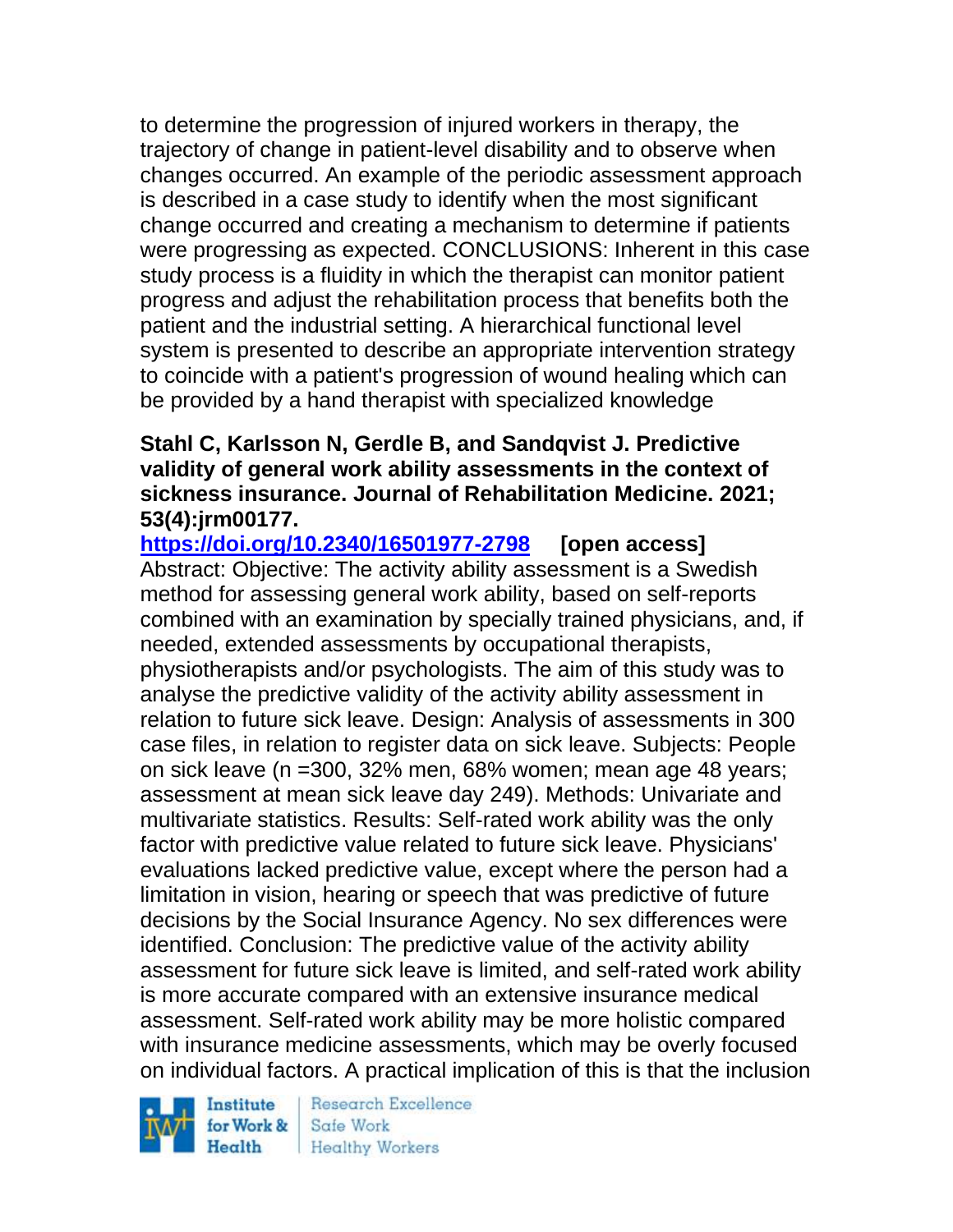to determine the progression of injured workers in therapy, the trajectory of change in patient-level disability and to observe when changes occurred. An example of the periodic assessment approach is described in a case study to identify when the most significant change occurred and creating a mechanism to determine if patients were progressing as expected. CONCLUSIONS: Inherent in this case study process is a fluidity in which the therapist can monitor patient progress and adjust the rehabilitation process that benefits both the patient and the industrial setting. A hierarchical functional level system is presented to describe an appropriate intervention strategy to coincide with a patient's progression of wound healing which can be provided by a hand therapist with specialized knowledge

**Stahl C, Karlsson N, Gerdle B, and Sandqvist J. Predictive validity of general work ability assessments in the context of sickness insurance. Journal of Rehabilitation Medicine. 2021; 53(4):jrm00177.**

**https://doi.org/10.2340/16501977-2798 [open access]**

Abstract: Objective: The activity ability assessment is a Swedish method for assessing general work ability, based on self-reports combined with an examination by specially trained physicians, and, if needed, extended assessments by occupational therapists, physiotherapists and/or psychologists. The aim of this study was to analyse the predictive validity of the activity ability assessment in relation to future sick leave. Design: Analysis of assessments in 300 case files, in relation to register data on sick leave. Subjects: People on sick leave (n =300, 32% men, 68% women; mean age 48 years; assessment at mean sick leave day 249). Methods: Univariate and multivariate statistics. Results: Self-rated work ability was the only factor with predictive value related to future sick leave. Physicians' evaluations lacked predictive value, except where the person had a limitation in vision, hearing or speech that was predictive of future decisions by the Social Insurance Agency. No sex differences were identified. Conclusion: The predictive value of the activity ability assessment for future sick leave is limited, and self-rated work ability is more accurate compared with an extensive insurance medical assessment. Self-rated work ability may be more holistic compared with insurance medicine assessments, which may be overly focused on individual factors. A practical implication of this is that the inclusion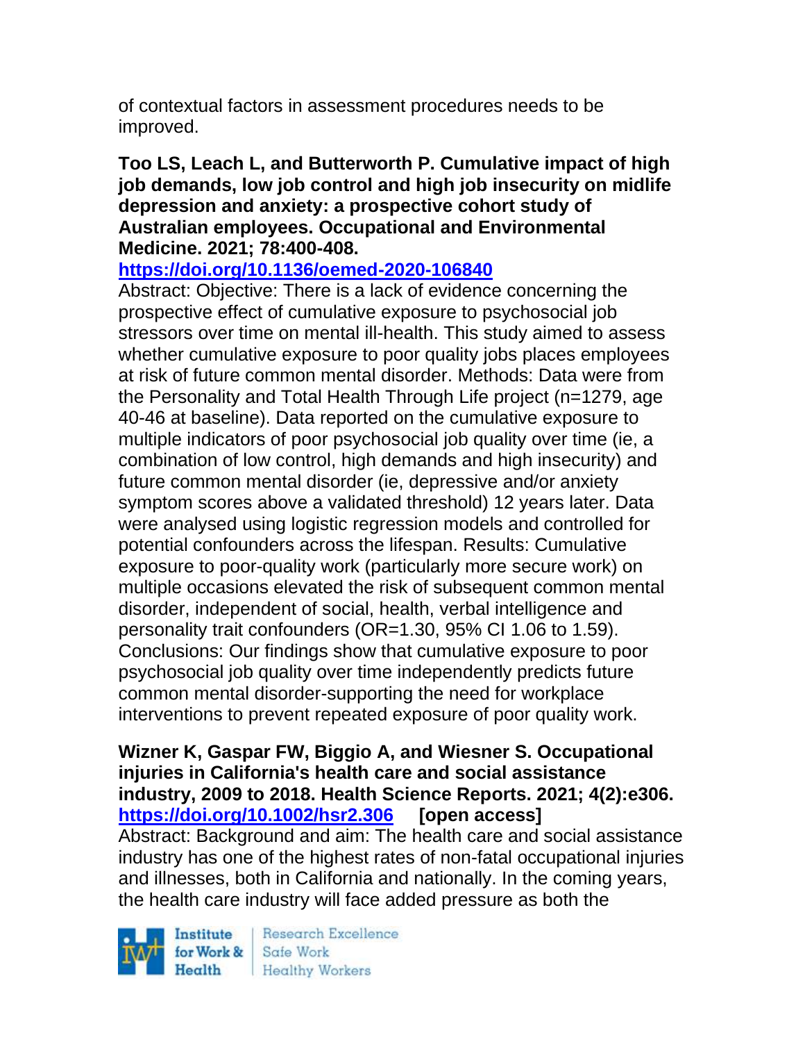of contextual factors in assessment procedures needs to be improved.

**Too LS, Leach L, and Butterworth P. Cumulative impact of high job demands, low job control and high job insecurity on midlife depression and anxiety: a prospective cohort study of Australian employees. Occupational and Environmental Medicine. 2021; 78:400-408.**
**https://doi.org/10.1136/oemed-2020-106840**
Abstract: Objective: There is a lack of evidence concerning the prospective effect of cumulative exposure to psychosocial job stressors over time on mental ill-health. This study aimed to assess whether cumulative exposure to poor quality jobs places employees at risk of future common mental disorder. Methods: Data were from the Personality and Total Health Through Life project (n=1279, age 40-46 at baseline). Data reported on the cumulative exposure to multiple indicators of poor psychosocial job quality over time (ie, a combination of low control, high demands and high insecurity) and future common mental disorder (ie, depressive and/or anxiety symptom scores above a validated threshold) 12 years later. Data were analysed using logistic regression models and controlled for potential confounders across the lifespan. Results: Cumulative exposure to poor-quality work (particularly more secure work) on multiple occasions elevated the risk of subsequent common mental disorder, independent of social, health, verbal intelligence and personality trait confounders (OR=1.30, 95% CI 1.06 to 1.59). Conclusions: Our findings show that cumulative exposure to poor psychosocial job quality over time independently predicts future common mental disorder-supporting the need for workplace interventions to prevent repeated exposure of poor quality work.

**Wizner K, Gaspar FW, Biggio A, and Wiesner S. Occupational injuries in California's health care and social assistance industry, 2009 to 2018. Health Science Reports. 2021; 4(2):e306.**
**https://doi.org/10.1002/hsr2.306 [open access]**
Abstract: Background and aim: The health care and social assistance industry has one of the highest rates of non-fatal occupational injuries and illnesses, both in California and nationally. In the coming years, the health care industry will face added pressure as both the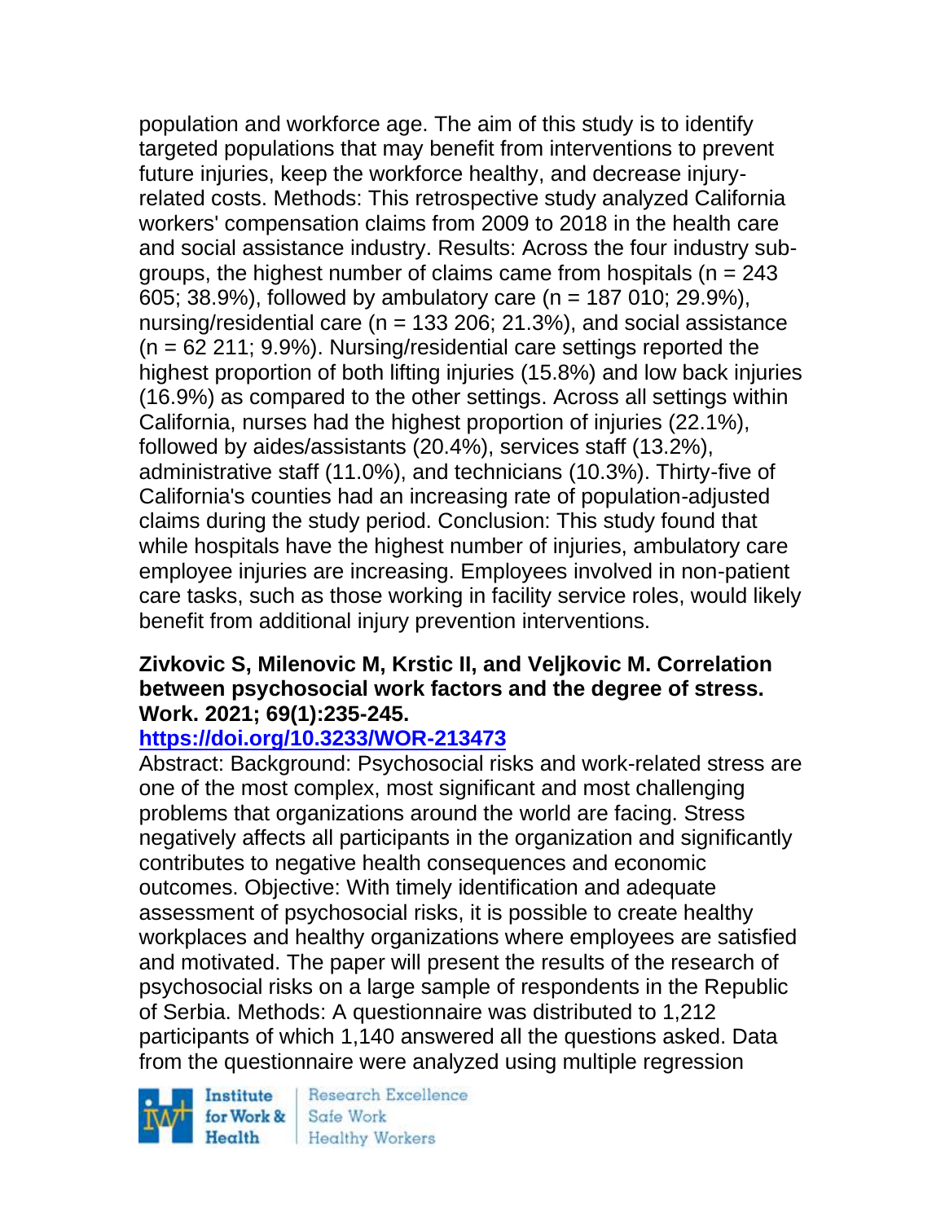population and workforce age. The aim of this study is to identify targeted populations that may benefit from interventions to prevent future injuries, keep the workforce healthy, and decrease injury-related costs. Methods: This retrospective study analyzed California workers' compensation claims from 2009 to 2018 in the health care and social assistance industry. Results: Across the four industry sub-groups, the highest number of claims came from hospitals (n = 243 605; 38.9%), followed by ambulatory care (n = 187 010; 29.9%), nursing/residential care (n = 133 206; 21.3%), and social assistance (n = 62 211; 9.9%). Nursing/residential care settings reported the highest proportion of both lifting injuries (15.8%) and low back injuries (16.9%) as compared to the other settings. Across all settings within California, nurses had the highest proportion of injuries (22.1%), followed by aides/assistants (20.4%), services staff (13.2%), administrative staff (11.0%), and technicians (10.3%). Thirty-five of California's counties had an increasing rate of population-adjusted claims during the study period. Conclusion: This study found that while hospitals have the highest number of injuries, ambulatory care employee injuries are increasing. Employees involved in non-patient care tasks, such as those working in facility service roles, would likely benefit from additional injury prevention interventions.

**Zivkovic S, Milenovic M, Krstic II, and Veljkovic M. Correlation between psychosocial work factors and the degree of stress. Work. 2021; 69(1):235-245.**

**https://doi.org/10.3233/WOR-213473**

Abstract: Background: Psychosocial risks and work-related stress are one of the most complex, most significant and most challenging problems that organizations around the world are facing. Stress negatively affects all participants in the organization and significantly contributes to negative health consequences and economic outcomes. Objective: With timely identification and adequate assessment of psychosocial risks, it is possible to create healthy workplaces and healthy organizations where employees are satisfied and motivated. The paper will present the results of the research of psychosocial risks on a large sample of respondents in the Republic of Serbia. Methods: A questionnaire was distributed to 1,212 participants of which 1,140 answered all the questions asked. Data from the questionnaire were analyzed using multiple regression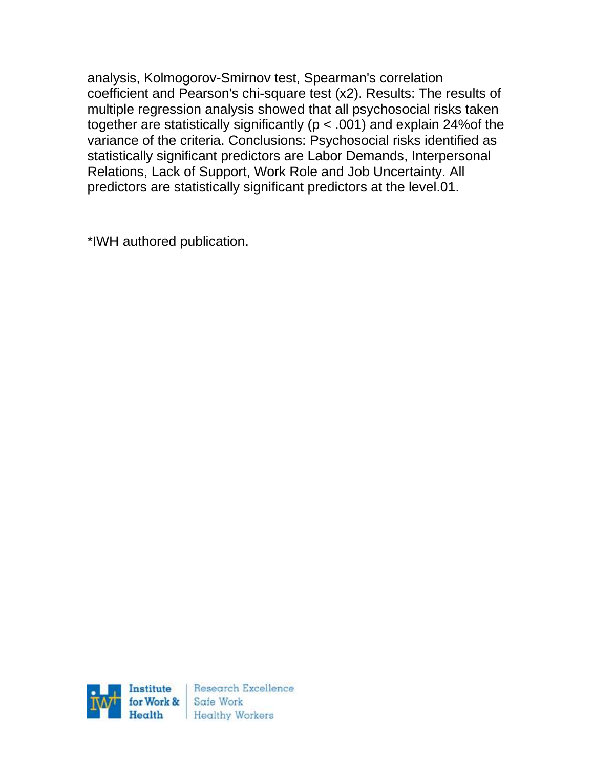analysis, Kolmogorov-Smirnov test, Spearman's correlation coefficient and Pearson's chi-square test (x2). Results: The results of multiple regression analysis showed that all psychosocial risks taken together are statistically significantly ($p < .001$) and explain 24%of the variance of the criteria. Conclusions: Psychosocial risks identified as statistically significant predictors are Labor Demands, Interpersonal Relations, Lack of Support, Work Role and Job Uncertainty. All predictors are statistically significant predictors at the level.01.

*IWH authored publication.